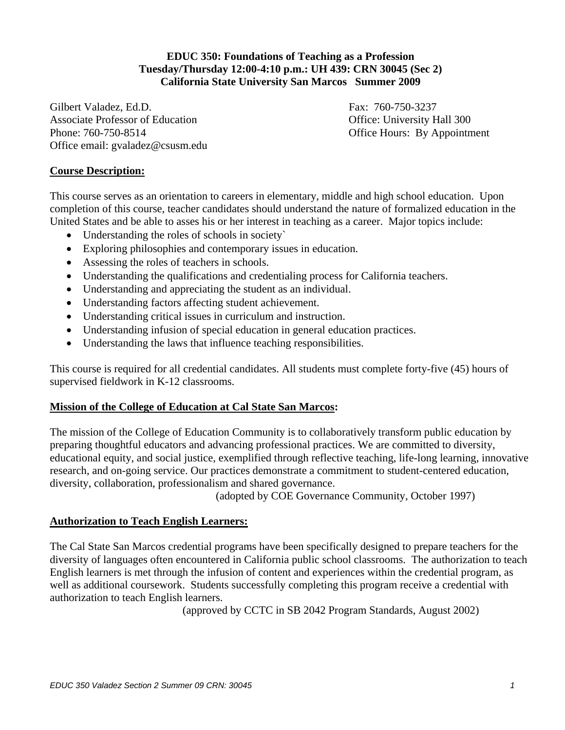**EDUC 350: Foundations of Teaching as a Profession**
**Tuesday/Thursday 12:00-4:10 p.m.: UH 439: CRN 30045 (Sec 2)**
**California State University San Marcos Summer 2009**

Gilbert Valadez, Ed.D.
Associate Professor of Education
Phone: 760-750-8514
Office email: gvaladez@csusm.edu

Fax: 760-750-3237
Office: University Hall 300
Office Hours: By Appointment

## Course Description:

This course serves as an orientation to careers in elementary, middle and high school education. Upon completion of this course, teacher candidates should understand the nature of formalized education in the United States and be able to asses his or her interest in teaching as a career. Major topics include:

- Understanding the roles of schools in society`
- Exploring philosophies and contemporary issues in education.
- Assessing the roles of teachers in schools.
- Understanding the qualifications and credentialing process for California teachers.
- Understanding and appreciating the student as an individual.
- Understanding factors affecting student achievement.
- Understanding critical issues in curriculum and instruction.
- Understanding infusion of special education in general education practices.
- Understanding the laws that influence teaching responsibilities.

This course is required for all credential candidates. All students must complete forty-five (45) hours of supervised fieldwork in K-12 classrooms.

## Mission of the College of Education at Cal State San Marcos:

The mission of the College of Education Community is to collaboratively transform public education by preparing thoughtful educators and advancing professional practices. We are committed to diversity, educational equity, and social justice, exemplified through reflective teaching, life-long learning, innovative research, and on-going service. Our practices demonstrate a commitment to student-centered education, diversity, collaboration, professionalism and shared governance.

(adopted by COE Governance Community, October 1997)

## Authorization to Teach English Learners:

The Cal State San Marcos credential programs have been specifically designed to prepare teachers for the diversity of languages often encountered in California public school classrooms. The authorization to teach English learners is met through the infusion of content and experiences within the credential program, as well as additional coursework. Students successfully completing this program receive a credential with authorization to teach English learners.

(approved by CCTC in SB 2042 Program Standards, August 2002)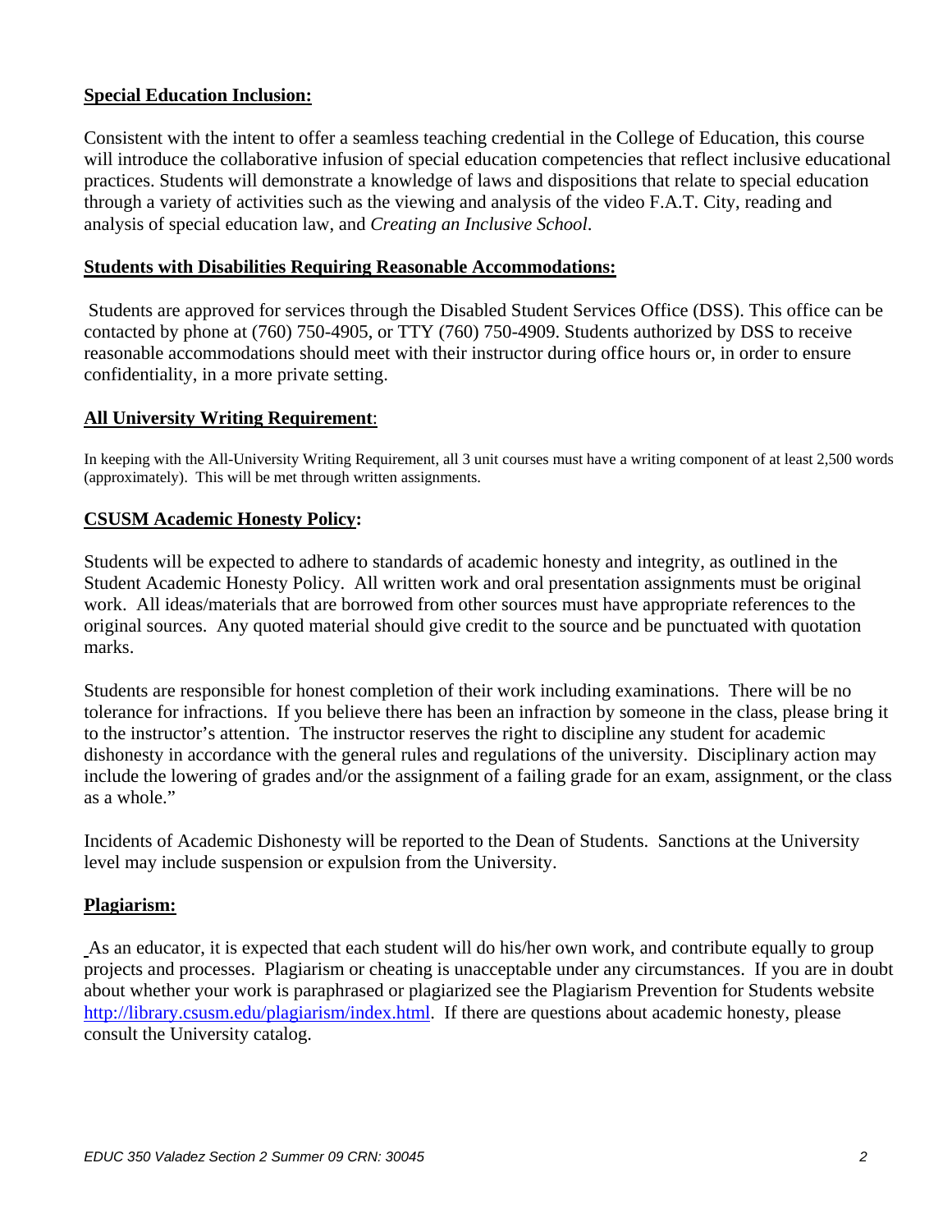**Special Education Inclusion:**

Consistent with the intent to offer a seamless teaching credential in the College of Education, this course will introduce the collaborative infusion of special education competencies that reflect inclusive educational practices. Students will demonstrate a knowledge of laws and dispositions that relate to special education through a variety of activities such as the viewing and analysis of the video F.A.T. City, reading and analysis of special education law, and *Creating an Inclusive School*.

**Students with Disabilities Requiring Reasonable Accommodations:**

Students are approved for services through the Disabled Student Services Office (DSS). This office can be contacted by phone at (760) 750-4905, or TTY (760) 750-4909. Students authorized by DSS to receive reasonable accommodations should meet with their instructor during office hours or, in order to ensure confidentiality, in a more private setting.

**All University Writing Requirement**:

In keeping with the All-University Writing Requirement, all 3 unit courses must have a writing component of at least 2,500 words (approximately). This will be met through written assignments.

**CSUSM Academic Honesty Policy:**

Students will be expected to adhere to standards of academic honesty and integrity, as outlined in the Student Academic Honesty Policy. All written work and oral presentation assignments must be original work. All ideas/materials that are borrowed from other sources must have appropriate references to the original sources. Any quoted material should give credit to the source and be punctuated with quotation marks.

Students are responsible for honest completion of their work including examinations. There will be no tolerance for infractions. If you believe there has been an infraction by someone in the class, please bring it to the instructor's attention. The instructor reserves the right to discipline any student for academic dishonesty in accordance with the general rules and regulations of the university. Disciplinary action may include the lowering of grades and/or the assignment of a failing grade for an exam, assignment, or the class as a whole."

Incidents of Academic Dishonesty will be reported to the Dean of Students. Sanctions at the University level may include suspension or expulsion from the University.

**Plagiarism:**

As an educator, it is expected that each student will do his/her own work, and contribute equally to group projects and processes. Plagiarism or cheating is unacceptable under any circumstances. If you are in doubt about whether your work is paraphrased or plagiarized see the Plagiarism Prevention for Students website http://library.csusm.edu/plagiarism/index.html. If there are questions about academic honesty, please consult the University catalog.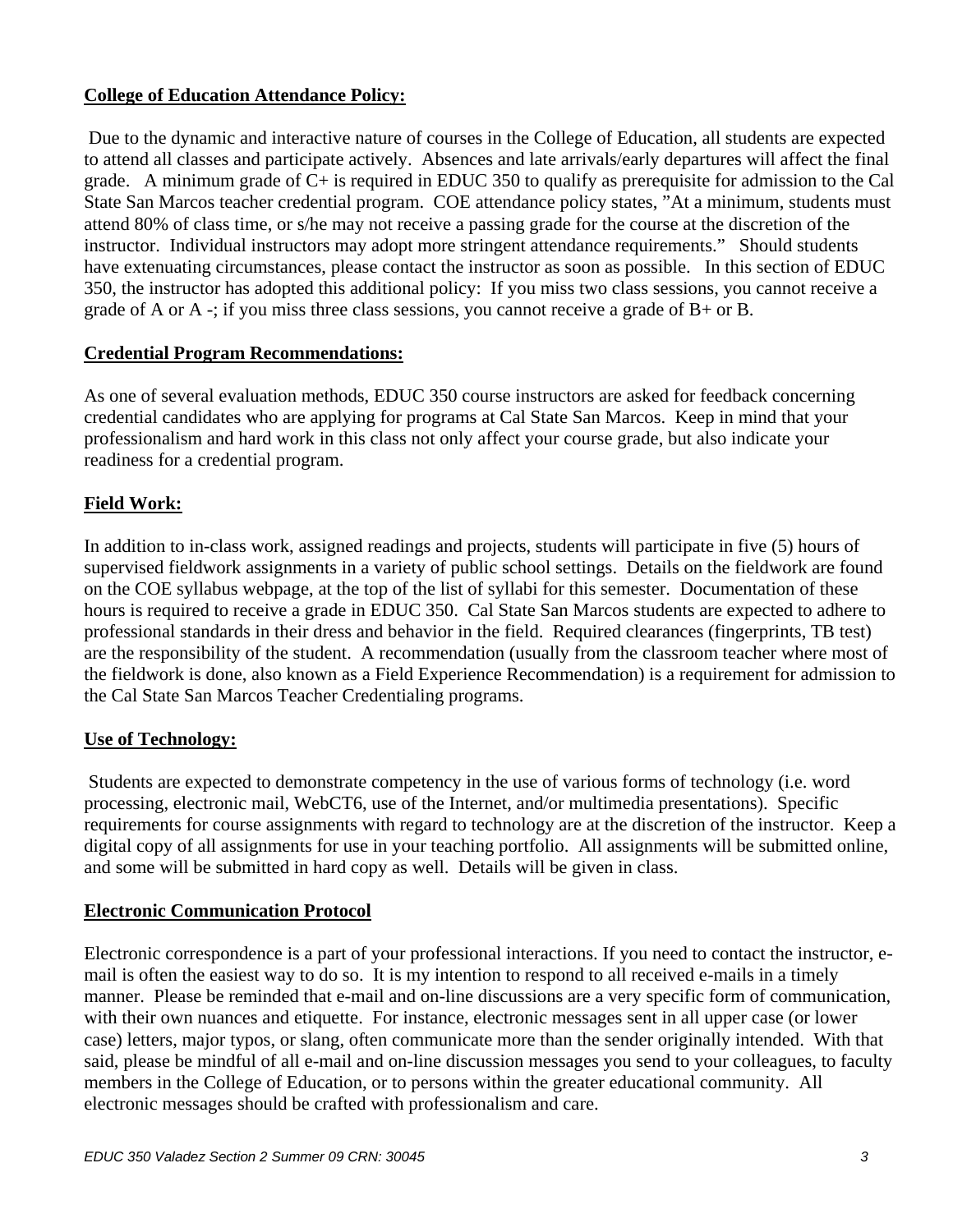**College of Education Attendance Policy:**

Due to the dynamic and interactive nature of courses in the College of Education, all students are expected to attend all classes and participate actively. Absences and late arrivals/early departures will affect the final grade. A minimum grade of C+ is required in EDUC 350 to qualify as prerequisite for admission to the Cal State San Marcos teacher credential program. COE attendance policy states, "At a minimum, students must attend 80% of class time, or s/he may not receive a passing grade for the course at the discretion of the instructor. Individual instructors may adopt more stringent attendance requirements." Should students have extenuating circumstances, please contact the instructor as soon as possible. In this section of EDUC 350, the instructor has adopted this additional policy: If you miss two class sessions, you cannot receive a grade of A or A -; if you miss three class sessions, you cannot receive a grade of B+ or B.

**Credential Program Recommendations:**

As one of several evaluation methods, EDUC 350 course instructors are asked for feedback concerning credential candidates who are applying for programs at Cal State San Marcos. Keep in mind that your professionalism and hard work in this class not only affect your course grade, but also indicate your readiness for a credential program.

**Field Work:**

In addition to in-class work, assigned readings and projects, students will participate in five (5) hours of supervised fieldwork assignments in a variety of public school settings. Details on the fieldwork are found on the COE syllabus webpage, at the top of the list of syllabi for this semester. Documentation of these hours is required to receive a grade in EDUC 350. Cal State San Marcos students are expected to adhere to professional standards in their dress and behavior in the field. Required clearances (fingerprints, TB test) are the responsibility of the student. A recommendation (usually from the classroom teacher where most of the fieldwork is done, also known as a Field Experience Recommendation) is a requirement for admission to the Cal State San Marcos Teacher Credentialing programs.

**Use of Technology:**

Students are expected to demonstrate competency in the use of various forms of technology (i.e. word processing, electronic mail, WebCT6, use of the Internet, and/or multimedia presentations). Specific requirements for course assignments with regard to technology are at the discretion of the instructor. Keep a digital copy of all assignments for use in your teaching portfolio. All assignments will be submitted online, and some will be submitted in hard copy as well. Details will be given in class.

**Electronic Communication Protocol**

Electronic correspondence is a part of your professional interactions. If you need to contact the instructor, e-mail is often the easiest way to do so. It is my intention to respond to all received e-mails in a timely manner. Please be reminded that e-mail and on-line discussions are a very specific form of communication, with their own nuances and etiquette. For instance, electronic messages sent in all upper case (or lower case) letters, major typos, or slang, often communicate more than the sender originally intended. With that said, please be mindful of all e-mail and on-line discussion messages you send to your colleagues, to faculty members in the College of Education, or to persons within the greater educational community. All electronic messages should be crafted with professionalism and care.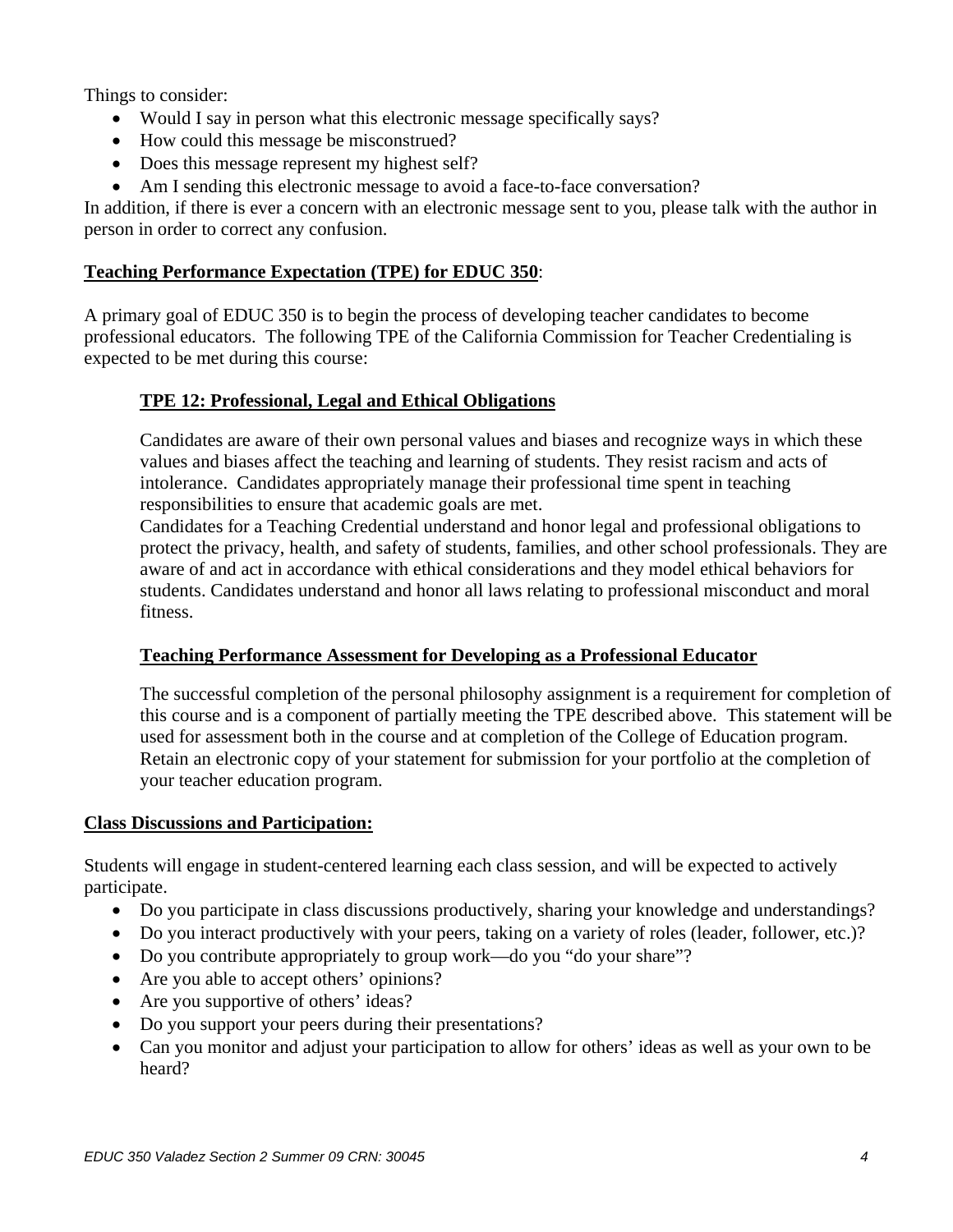Things to consider:

- Would I say in person what this electronic message specifically says?
- How could this message be misconstrued?
- Does this message represent my highest self?
- Am I sending this electronic message to avoid a face-to-face conversation?

In addition, if there is ever a concern with an electronic message sent to you, please talk with the author in person in order to correct any confusion.

## Teaching Performance Expectation (TPE) for EDUC 350:

A primary goal of EDUC 350 is to begin the process of developing teacher candidates to become professional educators. The following TPE of the California Commission for Teacher Credentialing is expected to be met during this course:

### TPE 12: Professional, Legal and Ethical Obligations

Candidates are aware of their own personal values and biases and recognize ways in which these values and biases affect the teaching and learning of students. They resist racism and acts of intolerance. Candidates appropriately manage their professional time spent in teaching responsibilities to ensure that academic goals are met.
Candidates for a Teaching Credential understand and honor legal and professional obligations to protect the privacy, health, and safety of students, families, and other school professionals. They are aware of and act in accordance with ethical considerations and they model ethical behaviors for students. Candidates understand and honor all laws relating to professional misconduct and moral fitness.

### Teaching Performance Assessment for Developing as a Professional Educator

The successful completion of the personal philosophy assignment is a requirement for completion of this course and is a component of partially meeting the TPE described above. This statement will be used for assessment both in the course and at completion of the College of Education program. Retain an electronic copy of your statement for submission for your portfolio at the completion of your teacher education program.

## Class Discussions and Participation:

Students will engage in student-centered learning each class session, and will be expected to actively participate.

- Do you participate in class discussions productively, sharing your knowledge and understandings?
- Do you interact productively with your peers, taking on a variety of roles (leader, follower, etc.)?
- Do you contribute appropriately to group work—do you "do your share"?
- Are you able to accept others' opinions?
- Are you supportive of others' ideas?
- Do you support your peers during their presentations?
- Can you monitor and adjust your participation to allow for others' ideas as well as your own to be heard?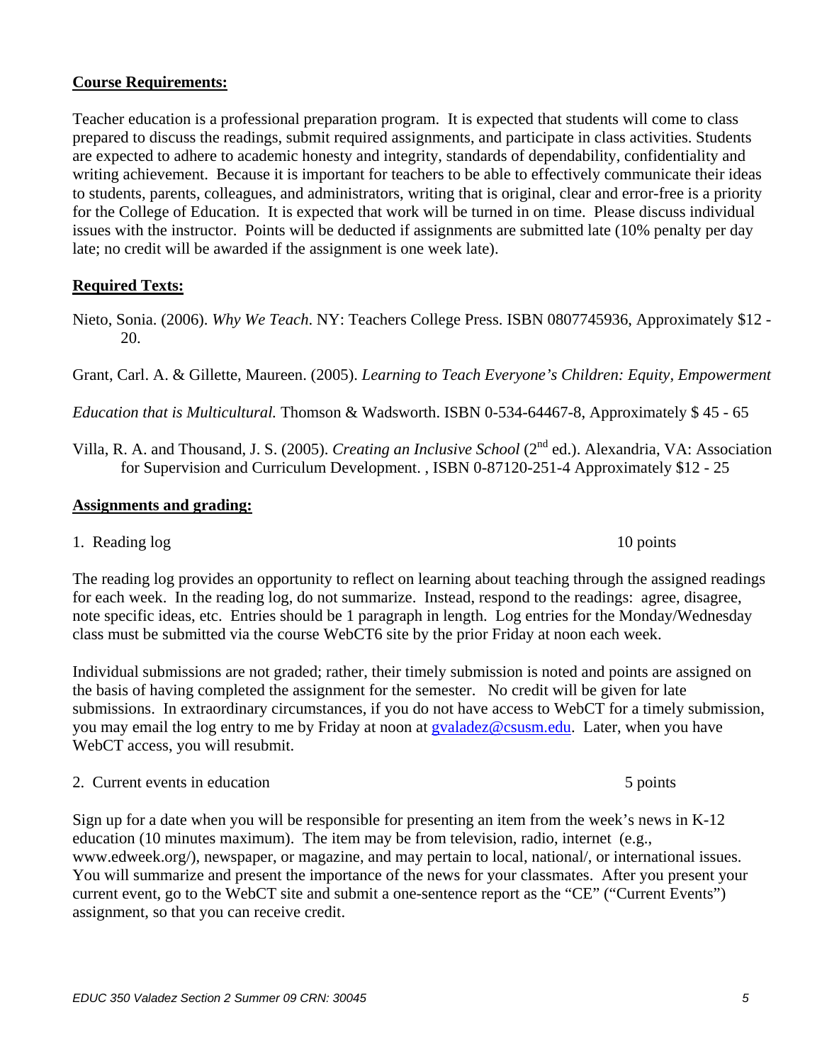**Course Requirements:**

Teacher education is a professional preparation program. It is expected that students will come to class prepared to discuss the readings, submit required assignments, and participate in class activities. Students are expected to adhere to academic honesty and integrity, standards of dependability, confidentiality and writing achievement. Because it is important for teachers to be able to effectively communicate their ideas to students, parents, colleagues, and administrators, writing that is original, clear and error-free is a priority for the College of Education. It is expected that work will be turned in on time. Please discuss individual issues with the instructor. Points will be deducted if assignments are submitted late (10% penalty per day late; no credit will be awarded if the assignment is one week late).

**Required Texts:**

Nieto, Sonia. (2006). *Why We Teach*. NY: Teachers College Press. ISBN 0807745936, Approximately $12 - 20.

Grant, Carl. A. & Gillette, Maureen. (2005). *Learning to Teach Everyone's Children: Equity, Empowerment Education that is Multicultural.* Thomson & Wadsworth. ISBN 0-534-64467-8, Approximately $ 45 - 65

Villa, R. A. and Thousand, J. S. (2005). *Creating an Inclusive School* (2nd ed.). Alexandria, VA: Association for Supervision and Curriculum Development. , ISBN 0-87120-251-4 Approximately $12 - 25

**Assignments and grading:**

1. Reading log — 10 points

The reading log provides an opportunity to reflect on learning about teaching through the assigned readings for each week. In the reading log, do not summarize. Instead, respond to the readings: agree, disagree, note specific ideas, etc. Entries should be 1 paragraph in length. Log entries for the Monday/Wednesday class must be submitted via the course WebCT6 site by the prior Friday at noon each week.

Individual submissions are not graded; rather, their timely submission is noted and points are assigned on the basis of having completed the assignment for the semester. No credit will be given for late submissions. In extraordinary circumstances, if you do not have access to WebCT for a timely submission, you may email the log entry to me by Friday at noon at gvaladez@csusm.edu. Later, when you have WebCT access, you will resubmit.

2. Current events in education — 5 points

Sign up for a date when you will be responsible for presenting an item from the week's news in K-12 education (10 minutes maximum). The item may be from television, radio, internet (e.g., www.edweek.org/), newspaper, or magazine, and may pertain to local, national/, or international issues. You will summarize and present the importance of the news for your classmates. After you present your current event, go to the WebCT site and submit a one-sentence report as the "CE" ("Current Events") assignment, so that you can receive credit.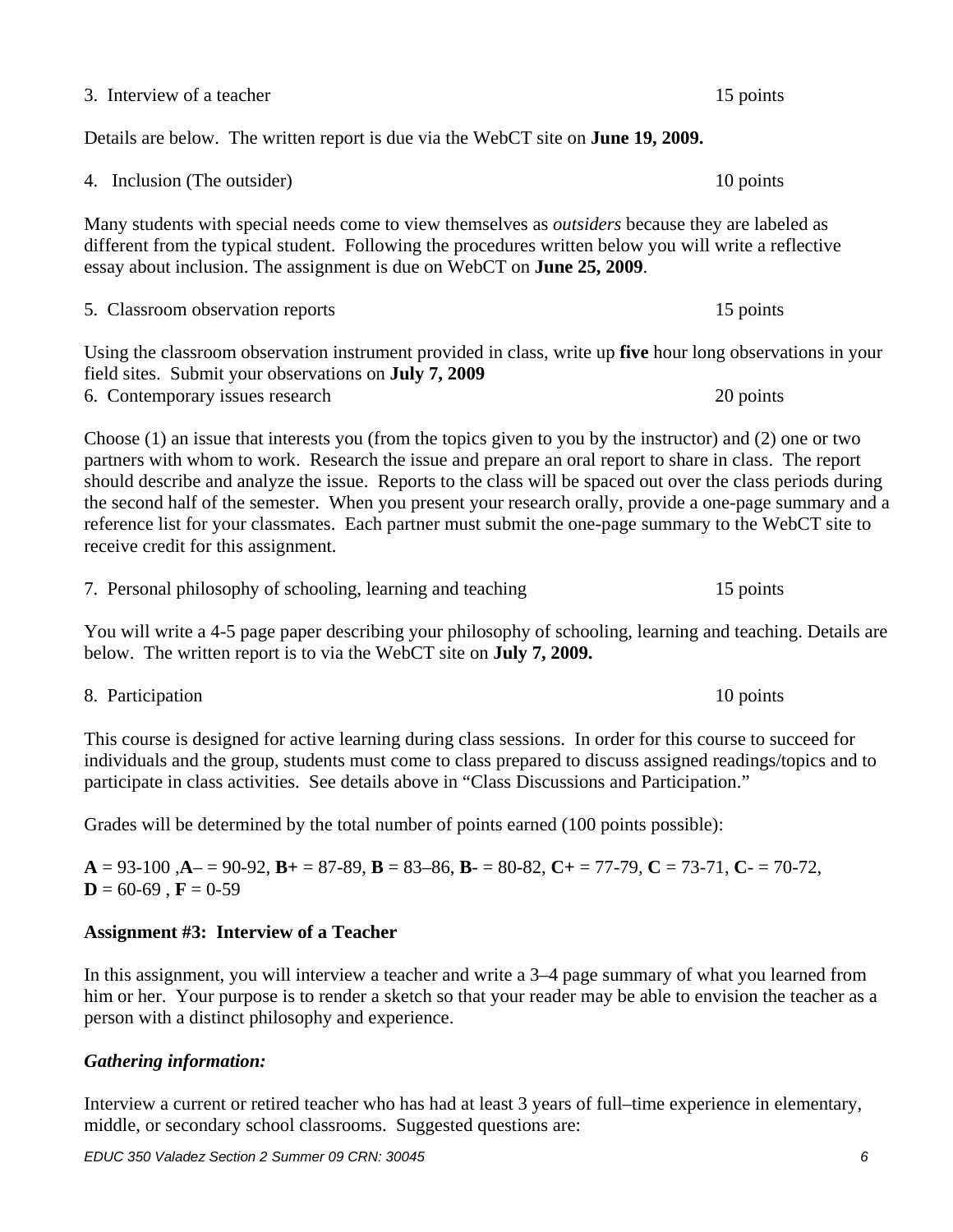3. Interview of a teacher 15 points

Details are below. The written report is due via the WebCT site on **June 19, 2009.**

4. Inclusion (The outsider) 10 points

Many students with special needs come to view themselves as *outsiders* because they are labeled as different from the typical student. Following the procedures written below you will write a reflective essay about inclusion. The assignment is due on WebCT on **June 25, 2009**.

5. Classroom observation reports 15 points

Using the classroom observation instrument provided in class, write up **five** hour long observations in your field sites. Submit your observations on **July 7, 2009**

6. Contemporary issues research 20 points

Choose (1) an issue that interests you (from the topics given to you by the instructor) and (2) one or two partners with whom to work. Research the issue and prepare an oral report to share in class. The report should describe and analyze the issue. Reports to the class will be spaced out over the class periods during the second half of the semester. When you present your research orally, provide a one-page summary and a reference list for your classmates. Each partner must submit the one-page summary to the WebCT site to receive credit for this assignment.

7. Personal philosophy of schooling, learning and teaching 15 points

You will write a 4-5 page paper describing your philosophy of schooling, learning and teaching. Details are below. The written report is to via the WebCT site on **July 7, 2009.**

8. Participation 10 points

This course is designed for active learning during class sessions. In order for this course to succeed for individuals and the group, students must come to class prepared to discuss assigned readings/topics and to participate in class activities. See details above in "Class Discussions and Participation."

Grades will be determined by the total number of points earned (100 points possible):

**A** = 93-100 ,**A**– = 90-92, **B+** = 87-89, **B** = 83–86, **B**- = 80-82, **C+** = 77-79, **C** = 73-71, **C**- = 70-72, **D** = 60-69 , **F** = 0-59

### Assignment #3: Interview of a Teacher

In this assignment, you will interview a teacher and write a 3–4 page summary of what you learned from him or her. Your purpose is to render a sketch so that your reader may be able to envision the teacher as a person with a distinct philosophy and experience.

#### *Gathering information:*

Interview a current or retired teacher who has had at least 3 years of full–time experience in elementary, middle, or secondary school classrooms. Suggested questions are: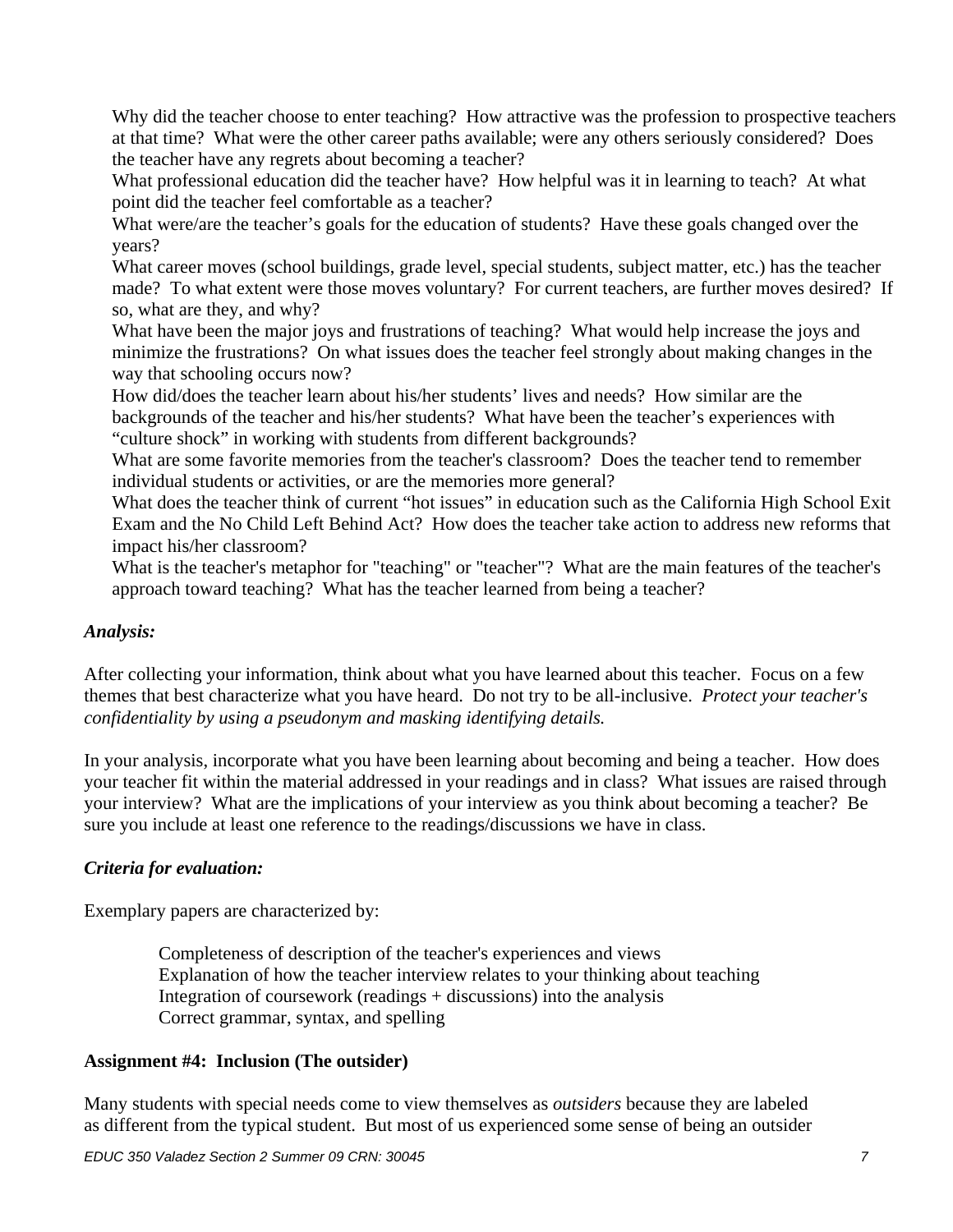Why did the teacher choose to enter teaching? How attractive was the profession to prospective teachers at that time? What were the other career paths available; were any others seriously considered? Does the teacher have any regrets about becoming a teacher?

What professional education did the teacher have? How helpful was it in learning to teach? At what point did the teacher feel comfortable as a teacher?

What were/are the teacher's goals for the education of students? Have these goals changed over the years?

What career moves (school buildings, grade level, special students, subject matter, etc.) has the teacher made? To what extent were those moves voluntary? For current teachers, are further moves desired? If so, what are they, and why?

What have been the major joys and frustrations of teaching? What would help increase the joys and minimize the frustrations? On what issues does the teacher feel strongly about making changes in the way that schooling occurs now?

How did/does the teacher learn about his/her students' lives and needs? How similar are the backgrounds of the teacher and his/her students? What have been the teacher's experiences with "culture shock" in working with students from different backgrounds?

What are some favorite memories from the teacher's classroom? Does the teacher tend to remember individual students or activities, or are the memories more general?

What does the teacher think of current "hot issues" in education such as the California High School Exit Exam and the No Child Left Behind Act? How does the teacher take action to address new reforms that impact his/her classroom?

What is the teacher's metaphor for "teaching" or "teacher"? What are the main features of the teacher's approach toward teaching? What has the teacher learned from being a teacher?

***Analysis:***

After collecting your information, think about what you have learned about this teacher. Focus on a few themes that best characterize what you have heard. Do not try to be all-inclusive. *Protect your teacher's confidentiality by using a pseudonym and masking identifying details.*

In your analysis, incorporate what you have been learning about becoming and being a teacher. How does your teacher fit within the material addressed in your readings and in class? What issues are raised through your interview? What are the implications of your interview as you think about becoming a teacher? Be sure you include at least one reference to the readings/discussions we have in class.

***Criteria for evaluation:***

Exemplary papers are characterized by:

- Completeness of description of the teacher's experiences and views
- Explanation of how the teacher interview relates to your thinking about teaching
- Integration of coursework (readings + discussions) into the analysis
- Correct grammar, syntax, and spelling

**Assignment #4: Inclusion (The outsider)**

Many students with special needs come to view themselves as *outsiders* because they are labeled as different from the typical student. But most of us experienced some sense of being an outsider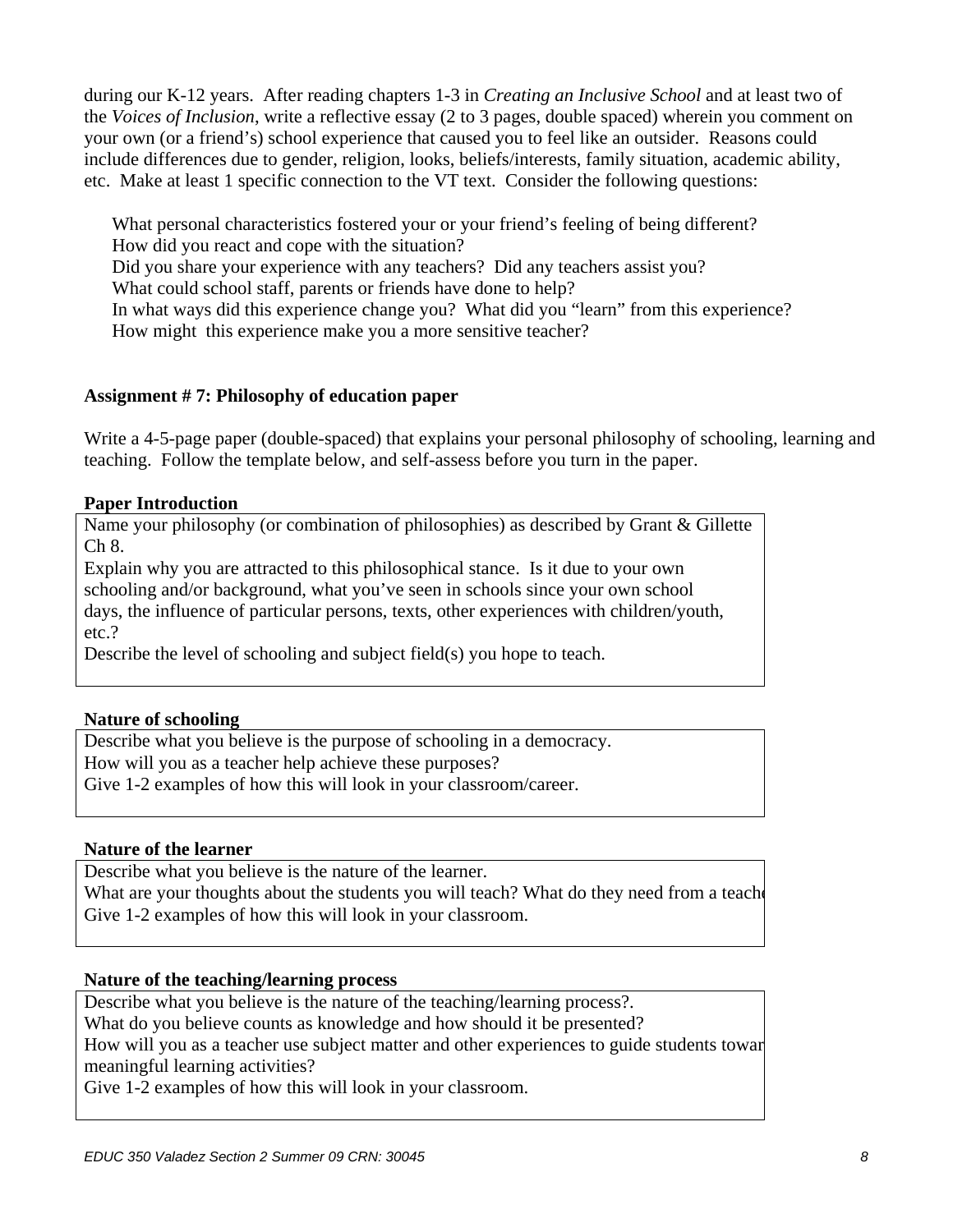during our K-12 years. After reading chapters 1-3 in *Creating an Inclusive School* and at least two of the *Voices of Inclusion*, write a reflective essay (2 to 3 pages, double spaced) wherein you comment on your own (or a friend's) school experience that caused you to feel like an outsider. Reasons could include differences due to gender, religion, looks, beliefs/interests, family situation, academic ability, etc. Make at least 1 specific connection to the VT text. Consider the following questions:

What personal characteristics fostered your or your friend's feeling of being different?
How did you react and cope with the situation?
Did you share your experience with any teachers? Did any teachers assist you?
What could school staff, parents or friends have done to help?
In what ways did this experience change you? What did you "learn" from this experience?
How might this experience make you a more sensitive teacher?

**Assignment # 7: Philosophy of education paper**

Write a 4-5-page paper (double-spaced) that explains your personal philosophy of schooling, learning and teaching. Follow the template below, and self-assess before you turn in the paper.

**Paper Introduction**

Name your philosophy (or combination of philosophies) as described by Grant & Gillette Ch 8.
Explain why you are attracted to this philosophical stance. Is it due to your own schooling and/or background, what you've seen in schools since your own school days, the influence of particular persons, texts, other experiences with children/youth, etc.?
Describe the level of schooling and subject field(s) you hope to teach.

**Nature of schooling**

Describe what you believe is the purpose of schooling in a democracy.
How will you as a teacher help achieve these purposes?
Give 1-2 examples of how this will look in your classroom/career.

**Nature of the learner**

Describe what you believe is the nature of the learner.
What are your thoughts about the students you will teach? What do they need from a teache
Give 1-2 examples of how this will look in your classroom.

**Nature of the teaching/learning process**

Describe what you believe is the nature of the teaching/learning process?.
What do you believe counts as knowledge and how should it be presented?
How will you as a teacher use subject matter and other experiences to guide students towar meaningful learning activities?
Give 1-2 examples of how this will look in your classroom.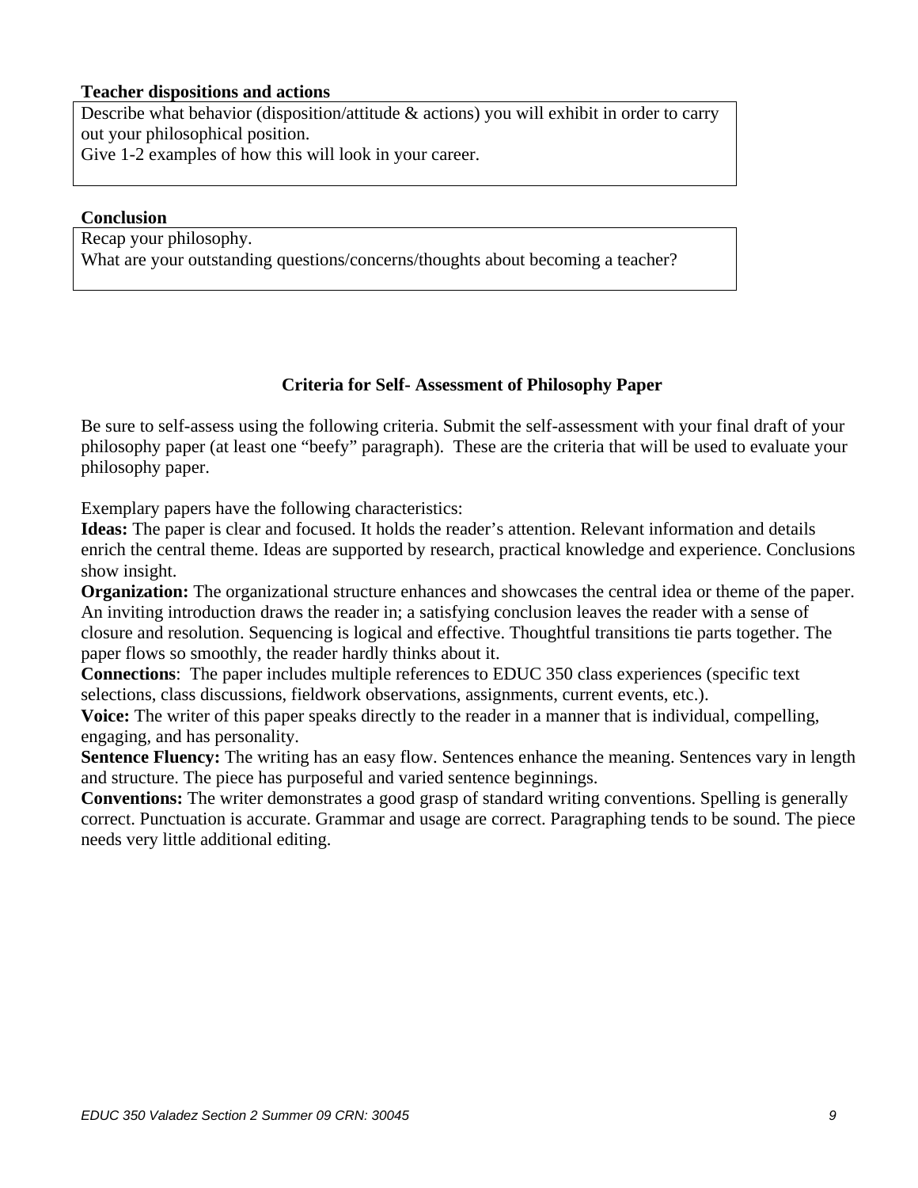**Teacher dispositions and actions**

Describe what behavior (disposition/attitude & actions) you will exhibit in order to carry out your philosophical position.
Give 1-2 examples of how this will look in your career.

**Conclusion**

Recap your philosophy.
What are your outstanding questions/concerns/thoughts about becoming a teacher?

## Criteria for Self- Assessment of Philosophy Paper

Be sure to self-assess using the following criteria. Submit the self-assessment with your final draft of your philosophy paper (at least one "beefy" paragraph). These are the criteria that will be used to evaluate your philosophy paper.

Exemplary papers have the following characteristics:

**Ideas:** The paper is clear and focused. It holds the reader's attention. Relevant information and details enrich the central theme. Ideas are supported by research, practical knowledge and experience. Conclusions show insight.

**Organization:** The organizational structure enhances and showcases the central idea or theme of the paper. An inviting introduction draws the reader in; a satisfying conclusion leaves the reader with a sense of closure and resolution. Sequencing is logical and effective. Thoughtful transitions tie parts together. The paper flows so smoothly, the reader hardly thinks about it.

**Connections**: The paper includes multiple references to EDUC 350 class experiences (specific text selections, class discussions, fieldwork observations, assignments, current events, etc.).

**Voice:** The writer of this paper speaks directly to the reader in a manner that is individual, compelling, engaging, and has personality.

**Sentence Fluency:** The writing has an easy flow. Sentences enhance the meaning. Sentences vary in length and structure. The piece has purposeful and varied sentence beginnings.

**Conventions:** The writer demonstrates a good grasp of standard writing conventions. Spelling is generally correct. Punctuation is accurate. Grammar and usage are correct. Paragraphing tends to be sound. The piece needs very little additional editing.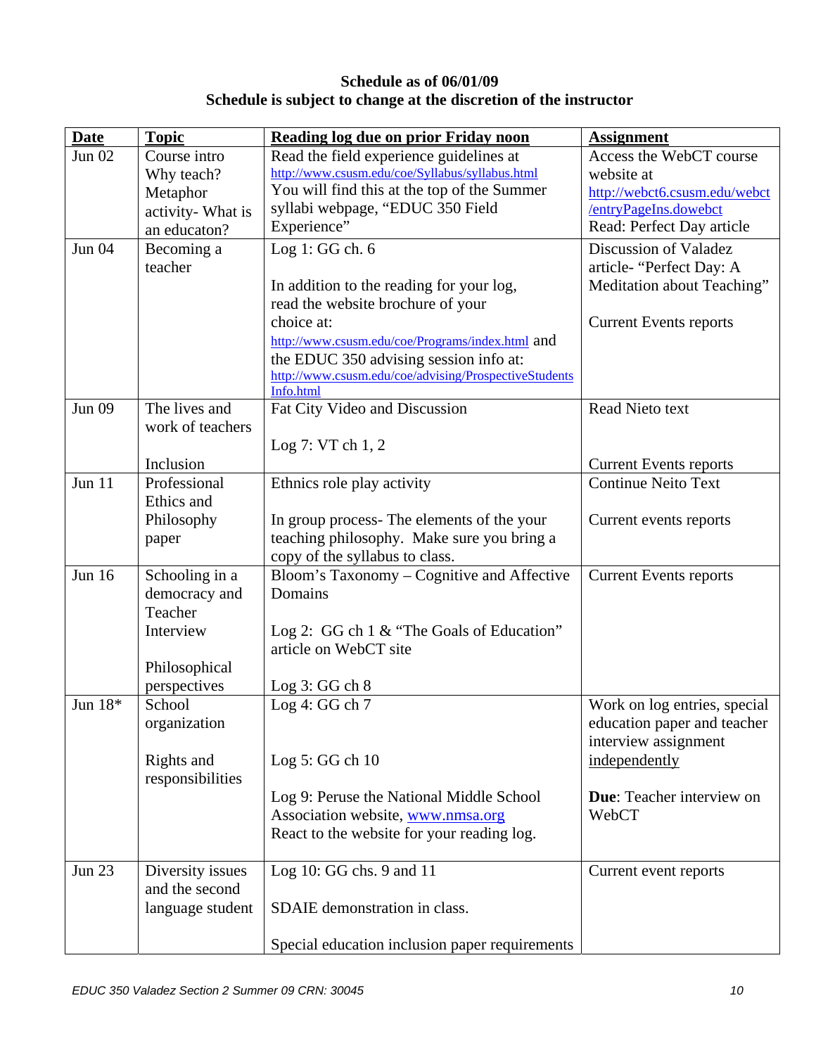**Schedule as of 06/01/09**
**Schedule is subject to change at the discretion of the instructor**

| Date | Topic | Reading log due on prior Friday noon | Assignment |
|---|---|---|---|
| Jun 02 | Course intro<br>Why teach?<br>Metaphor activity- What is an educaton? | Read the field experience guidelines at http://www.csusm.edu/coe/Syllabus/syllabus.html<br>You will find this at the top of the Summer syllabi webpage, "EDUC 350 Field Experience" | Access the WebCT course website at http://webct6.csusm.edu/webct/entryPageIns.dowebct<br>Read: Perfect Day article |
| Jun 04 | Becoming a teacher | Log 1: GG ch. 6<br><br>In addition to the reading for your log, read the website brochure of your choice at: http://www.csusm.edu/coe/Programs/index.html and the EDUC 350 advising session info at: http://www.csusm.edu/coe/advising/ProspectiveStudentsInfo.html | Discussion of Valadez article- "Perfect Day: A Meditation about Teaching"<br><br>Current Events reports |
| Jun 09 | The lives and work of teachers<br><br>Inclusion | Fat City Video and Discussion<br><br>Log 7: VT ch 1, 2 | Read Nieto text<br><br>Current Events reports |
| Jun 11 | Professional Ethics and Philosophy paper | Ethnics role play activity<br><br>In group process- The elements of the your teaching philosophy. Make sure you bring a copy of the syllabus to class. | Continue Neito Text<br><br>Current events reports |
| Jun 16 | Schooling in a democracy and Teacher Interview<br><br>Philosophical perspectives | Bloom's Taxonomy – Cognitive and Affective Domains<br><br>Log 2: GG ch 1 & "The Goals of Education" article on WebCT site<br><br>Log 3: GG ch 8 | Current Events reports |
| Jun 18* | School organization<br><br>Rights and responsibilities | Log 4: GG ch 7<br><br>Log 5: GG ch 10<br><br>Log 9: Peruse the National Middle School Association website, www.nmsa.org<br>React to the website for your reading log. | Work on log entries, special education paper and teacher interview assignment <u>independently</u><br><br>**Due**: Teacher interview on WebCT |
| Jun 23 | Diversity issues and the second language student | Log 10: GG chs. 9 and 11<br><br>SDAIE demonstration in class.<br><br>Special education inclusion paper requirements | Current event reports |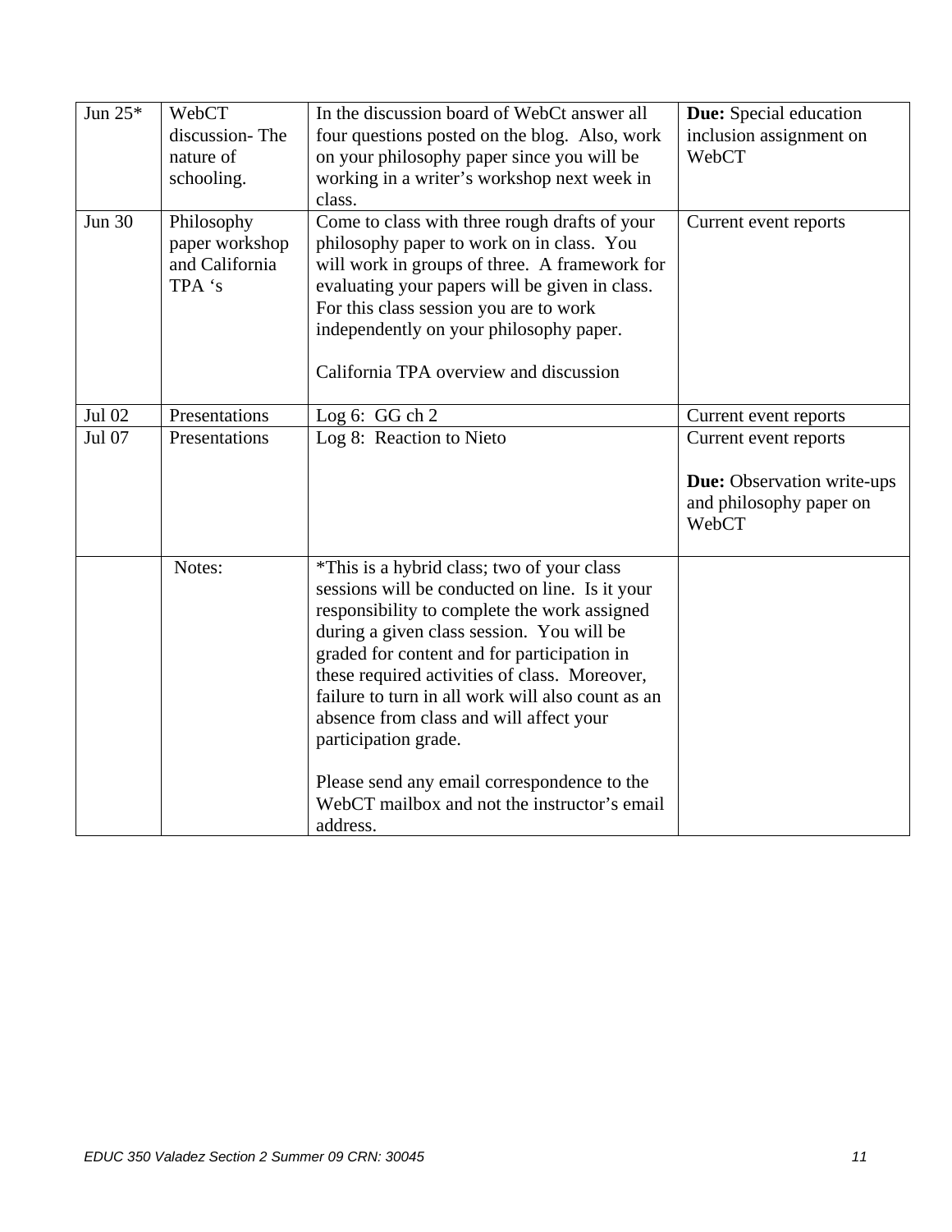| | | | |
|---|---|---|---|
| Jun 25* | WebCT discussion- The nature of schooling. | In the discussion board of WebCt answer all four questions posted on the blog. Also, work on your philosophy paper since you will be working in a writer's workshop next week in class. | **Due:** Special education inclusion assignment on WebCT |
| Jun 30 | Philosophy paper workshop and California TPA 's | Come to class with three rough drafts of your philosophy paper to work on in class. You will work in groups of three. A framework for evaluating your papers will be given in class. For this class session you are to work independently on your philosophy paper.<br><br>California TPA overview and discussion | Current event reports |
| Jul 02 | Presentations | Log 6: GG ch 2 | Current event reports |
| Jul 07 | Presentations | Log 8: Reaction to Nieto | Current event reports<br><br>**Due:** Observation write-ups and philosophy paper on WebCT |
| | Notes: | *This is a hybrid class; two of your class sessions will be conducted on line. Is it your responsibility to complete the work assigned during a given class session. You will be graded for content and for participation in these required activities of class. Moreover, failure to turn in all work will also count as an absence from class and will affect your participation grade.<br><br>Please send any email correspondence to the WebCT mailbox and not the instructor's email address. | |